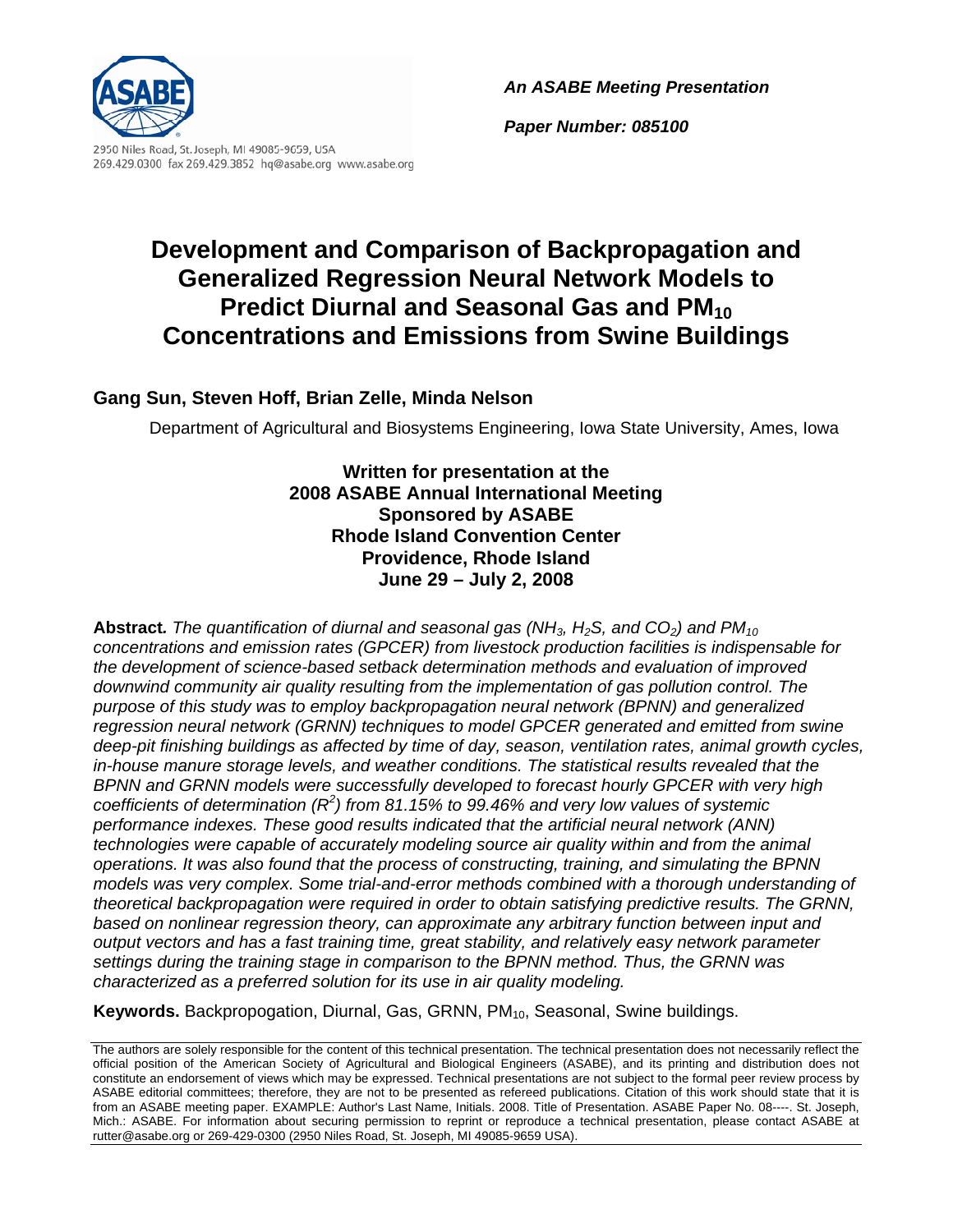2950 Niles Road, St. Joseph, MI 49085-9659, USA
269.429.0300 fax 269.429.3852 hq@asabe.org www.asabe.org

***An ASABE Meeting Presentation***

***Paper Number: 085100***

# Development and Comparison of Backpropagation and Generalized Regression Neural Network Models to Predict Diurnal and Seasonal Gas and $PM_{10}$ Concentrations and Emissions from Swine Buildings

**Gang Sun, Steven Hoff, Brian Zelle, Minda Nelson**

Department of Agricultural and Biosystems Engineering, Iowa State University, Ames, Iowa

**Written for presentation at the**
**2008 ASABE Annual International Meeting**
**Sponsored by ASABE**
**Rhode Island Convention Center**
**Providence, Rhode Island**
**June 29 – July 2, 2008**

**Abstract.** *The quantification of diurnal and seasonal gas ($NH_3$, $H_2S$, and $CO_2$) and $PM_{10}$ concentrations and emission rates (GPCER) from livestock production facilities is indispensable for the development of science-based setback determination methods and evaluation of improved downwind community air quality resulting from the implementation of gas pollution control. The purpose of this study was to employ backpropagation neural network (BPNN) and generalized regression neural network (GRNN) techniques to model GPCER generated and emitted from swine deep-pit finishing buildings as affected by time of day, season, ventilation rates, animal growth cycles, in-house manure storage levels, and weather conditions. The statistical results revealed that the BPNN and GRNN models were successfully developed to forecast hourly GPCER with very high coefficients of determination ($R^2$) from 81.15% to 99.46% and very low values of systemic performance indexes. These good results indicated that the artificial neural network (ANN) technologies were capable of accurately modeling source air quality within and from the animal operations. It was also found that the process of constructing, training, and simulating the BPNN models was very complex. Some trial-and-error methods combined with a thorough understanding of theoretical backpropagation were required in order to obtain satisfying predictive results. The GRNN, based on nonlinear regression theory, can approximate any arbitrary function between input and output vectors and has a fast training time, great stability, and relatively easy network parameter settings during the training stage in comparison to the BPNN method. Thus, the GRNN was characterized as a preferred solution for its use in air quality modeling.*

**Keywords.** Backpropogation, Diurnal, Gas, GRNN, $PM_{10}$, Seasonal, Swine buildings.

The authors are solely responsible for the content of this technical presentation. The technical presentation does not necessarily reflect the official position of the American Society of Agricultural and Biological Engineers (ASABE), and its printing and distribution does not constitute an endorsement of views which may be expressed. Technical presentations are not subject to the formal peer review process by ASABE editorial committees; therefore, they are not to be presented as refereed publications. Citation of this work should state that it is from an ASABE meeting paper. EXAMPLE: Author's Last Name, Initials. 2008. Title of Presentation. ASABE Paper No. 08----. St. Joseph, Mich.: ASABE. For information about securing permission to reprint or reproduce a technical presentation, please contact ASABE at rutter@asabe.org or 269-429-0300 (2950 Niles Road, St. Joseph, MI 49085-9659 USA).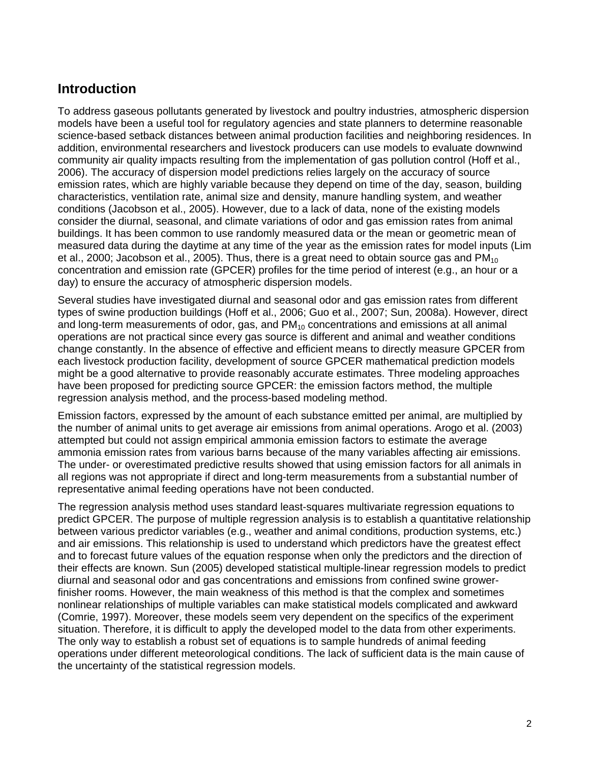## Introduction

To address gaseous pollutants generated by livestock and poultry industries, atmospheric dispersion models have been a useful tool for regulatory agencies and state planners to determine reasonable science-based setback distances between animal production facilities and neighboring residences. In addition, environmental researchers and livestock producers can use models to evaluate downwind community air quality impacts resulting from the implementation of gas pollution control (Hoff et al., 2006). The accuracy of dispersion model predictions relies largely on the accuracy of source emission rates, which are highly variable because they depend on time of the day, season, building characteristics, ventilation rate, animal size and density, manure handling system, and weather conditions (Jacobson et al., 2005). However, due to a lack of data, none of the existing models consider the diurnal, seasonal, and climate variations of odor and gas emission rates from animal buildings. It has been common to use randomly measured data or the mean or geometric mean of measured data during the daytime at any time of the year as the emission rates for model inputs (Lim et al., 2000; Jacobson et al., 2005). Thus, there is a great need to obtain source gas and $PM_{10}$ concentration and emission rate (GPCER) profiles for the time period of interest (e.g., an hour or a day) to ensure the accuracy of atmospheric dispersion models.

Several studies have investigated diurnal and seasonal odor and gas emission rates from different types of swine production buildings (Hoff et al., 2006; Guo et al., 2007; Sun, 2008a). However, direct and long-term measurements of odor, gas, and $PM_{10}$ concentrations and emissions at all animal operations are not practical since every gas source is different and animal and weather conditions change constantly. In the absence of effective and efficient means to directly measure GPCER from each livestock production facility, development of source GPCER mathematical prediction models might be a good alternative to provide reasonably accurate estimates. Three modeling approaches have been proposed for predicting source GPCER: the emission factors method, the multiple regression analysis method, and the process-based modeling method.

Emission factors, expressed by the amount of each substance emitted per animal, are multiplied by the number of animal units to get average air emissions from animal operations. Arogo et al. (2003) attempted but could not assign empirical ammonia emission factors to estimate the average ammonia emission rates from various barns because of the many variables affecting air emissions. The under- or overestimated predictive results showed that using emission factors for all animals in all regions was not appropriate if direct and long-term measurements from a substantial number of representative animal feeding operations have not been conducted.

The regression analysis method uses standard least-squares multivariate regression equations to predict GPCER. The purpose of multiple regression analysis is to establish a quantitative relationship between various predictor variables (e.g., weather and animal conditions, production systems, etc.) and air emissions. This relationship is used to understand which predictors have the greatest effect and to forecast future values of the equation response when only the predictors and the direction of their effects are known. Sun (2005) developed statistical multiple-linear regression models to predict diurnal and seasonal odor and gas concentrations and emissions from confined swine grower-finisher rooms. However, the main weakness of this method is that the complex and sometimes nonlinear relationships of multiple variables can make statistical models complicated and awkward (Comrie, 1997). Moreover, these models seem very dependent on the specifics of the experiment situation. Therefore, it is difficult to apply the developed model to the data from other experiments. The only way to establish a robust set of equations is to sample hundreds of animal feeding operations under different meteorological conditions. The lack of sufficient data is the main cause of the uncertainty of the statistical regression models.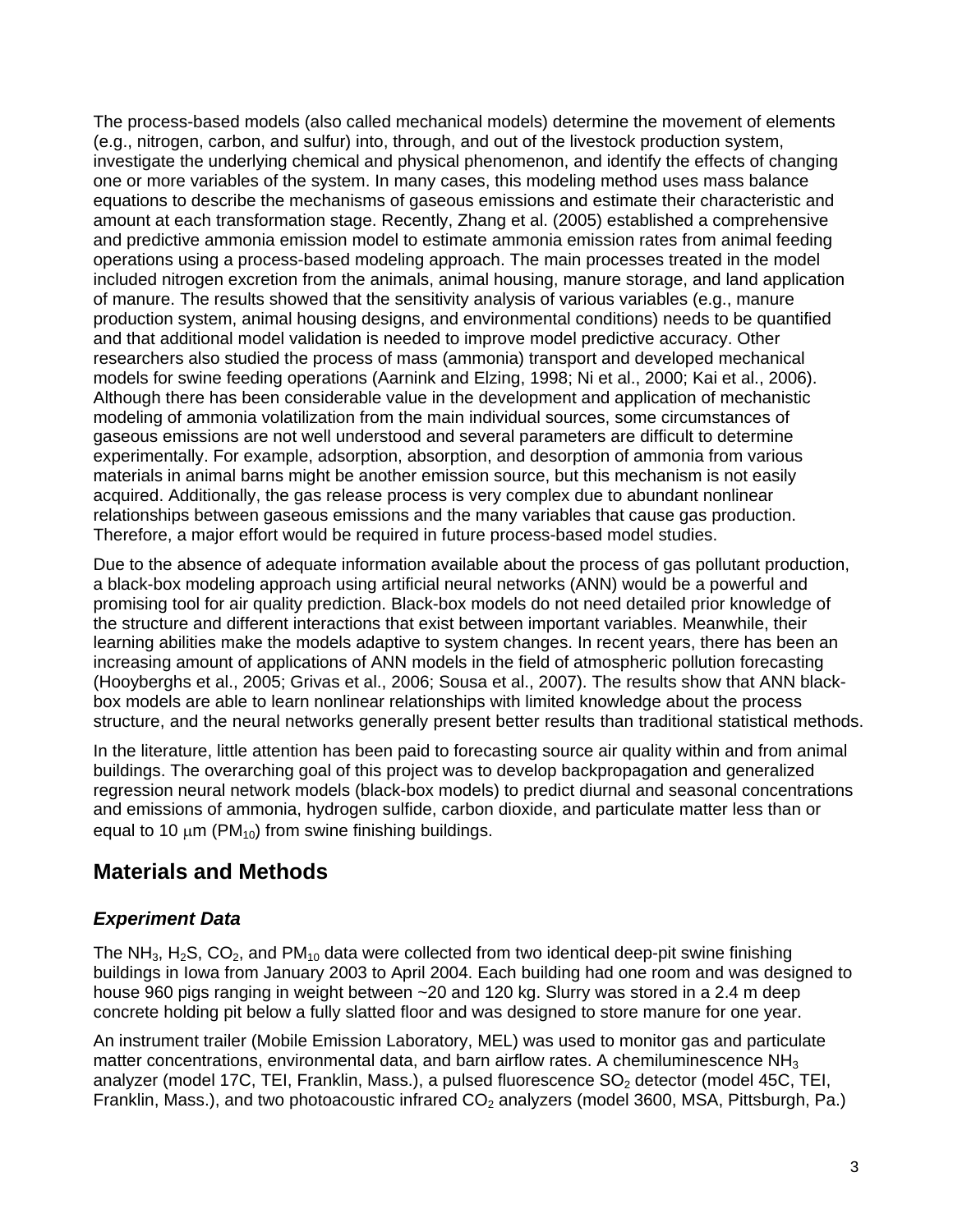The process-based models (also called mechanical models) determine the movement of elements (e.g., nitrogen, carbon, and sulfur) into, through, and out of the livestock production system, investigate the underlying chemical and physical phenomenon, and identify the effects of changing one or more variables of the system. In many cases, this modeling method uses mass balance equations to describe the mechanisms of gaseous emissions and estimate their characteristic and amount at each transformation stage. Recently, Zhang et al. (2005) established a comprehensive and predictive ammonia emission model to estimate ammonia emission rates from animal feeding operations using a process-based modeling approach. The main processes treated in the model included nitrogen excretion from the animals, animal housing, manure storage, and land application of manure. The results showed that the sensitivity analysis of various variables (e.g., manure production system, animal housing designs, and environmental conditions) needs to be quantified and that additional model validation is needed to improve model predictive accuracy. Other researchers also studied the process of mass (ammonia) transport and developed mechanical models for swine feeding operations (Aarnink and Elzing, 1998; Ni et al., 2000; Kai et al., 2006). Although there has been considerable value in the development and application of mechanistic modeling of ammonia volatilization from the main individual sources, some circumstances of gaseous emissions are not well understood and several parameters are difficult to determine experimentally. For example, adsorption, absorption, and desorption of ammonia from various materials in animal barns might be another emission source, but this mechanism is not easily acquired. Additionally, the gas release process is very complex due to abundant nonlinear relationships between gaseous emissions and the many variables that cause gas production. Therefore, a major effort would be required in future process-based model studies.

Due to the absence of adequate information available about the process of gas pollutant production, a black-box modeling approach using artificial neural networks (ANN) would be a powerful and promising tool for air quality prediction. Black-box models do not need detailed prior knowledge of the structure and different interactions that exist between important variables. Meanwhile, their learning abilities make the models adaptive to system changes. In recent years, there has been an increasing amount of applications of ANN models in the field of atmospheric pollution forecasting (Hooyberghs et al., 2005; Grivas et al., 2006; Sousa et al., 2007). The results show that ANN black-box models are able to learn nonlinear relationships with limited knowledge about the process structure, and the neural networks generally present better results than traditional statistical methods.

In the literature, little attention has been paid to forecasting source air quality within and from animal buildings. The overarching goal of this project was to develop backpropagation and generalized regression neural network models (black-box models) to predict diurnal and seasonal concentrations and emissions of ammonia, hydrogen sulfide, carbon dioxide, and particulate matter less than or equal to 10 $\mu$m ($PM_{10}$) from swine finishing buildings.

## Materials and Methods

### *Experiment Data*

The $NH_3$, $H_2S$, $CO_2$, and $PM_{10}$ data were collected from two identical deep-pit swine finishing buildings in Iowa from January 2003 to April 2004. Each building had one room and was designed to house 960 pigs ranging in weight between ~20 and 120 kg. Slurry was stored in a 2.4 m deep concrete holding pit below a fully slatted floor and was designed to store manure for one year.

An instrument trailer (Mobile Emission Laboratory, MEL) was used to monitor gas and particulate matter concentrations, environmental data, and barn airflow rates. A chemiluminescence $NH_3$ analyzer (model 17C, TEI, Franklin, Mass.), a pulsed fluorescence $SO_2$ detector (model 45C, TEI, Franklin, Mass.), and two photoacoustic infrared $CO_2$ analyzers (model 3600, MSA, Pittsburgh, Pa.)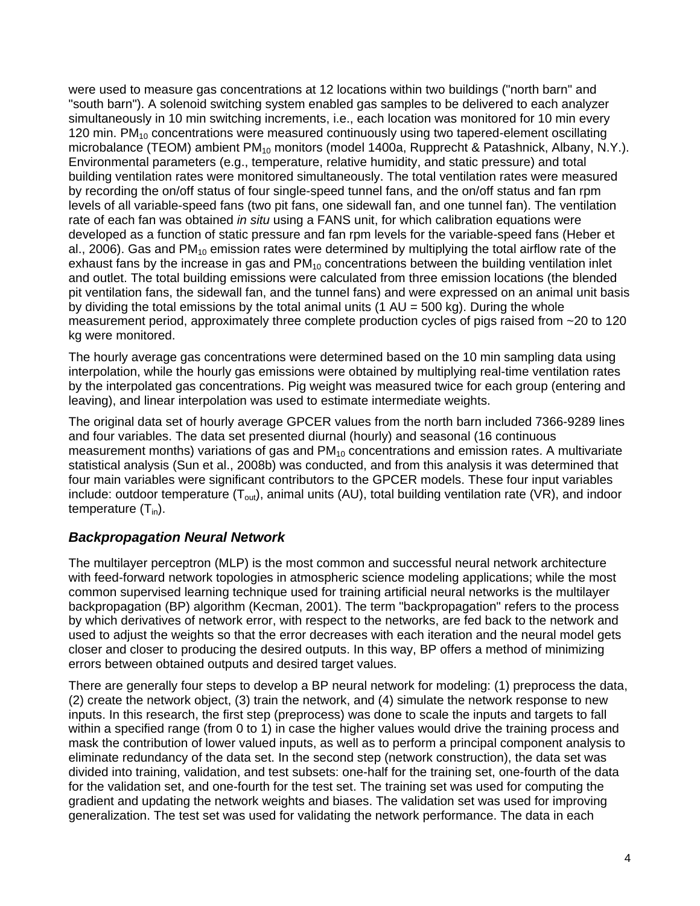were used to measure gas concentrations at 12 locations within two buildings ("north barn" and "south barn"). A solenoid switching system enabled gas samples to be delivered to each analyzer simultaneously in 10 min switching increments, i.e., each location was monitored for 10 min every 120 min. $PM_{10}$ concentrations were measured continuously using two tapered-element oscillating microbalance (TEOM) ambient $PM_{10}$ monitors (model 1400a, Rupprecht & Patashnick, Albany, N.Y.). Environmental parameters (e.g., temperature, relative humidity, and static pressure) and total building ventilation rates were monitored simultaneously. The total ventilation rates were measured by recording the on/off status of four single-speed tunnel fans, and the on/off status and fan rpm levels of all variable-speed fans (two pit fans, one sidewall fan, and one tunnel fan). The ventilation rate of each fan was obtained *in situ* using a FANS unit, for which calibration equations were developed as a function of static pressure and fan rpm levels for the variable-speed fans (Heber et al., 2006). Gas and $PM_{10}$ emission rates were determined by multiplying the total airflow rate of the exhaust fans by the increase in gas and $PM_{10}$ concentrations between the building ventilation inlet and outlet. The total building emissions were calculated from three emission locations (the blended pit ventilation fans, the sidewall fan, and the tunnel fans) and were expressed on an animal unit basis by dividing the total emissions by the total animal units (1 AU = 500 kg). During the whole measurement period, approximately three complete production cycles of pigs raised from ~20 to 120 kg were monitored.

The hourly average gas concentrations were determined based on the 10 min sampling data using interpolation, while the hourly gas emissions were obtained by multiplying real-time ventilation rates by the interpolated gas concentrations. Pig weight was measured twice for each group (entering and leaving), and linear interpolation was used to estimate intermediate weights.

The original data set of hourly average GPCER values from the north barn included 7366-9289 lines and four variables. The data set presented diurnal (hourly) and seasonal (16 continuous measurement months) variations of gas and $PM_{10}$ concentrations and emission rates. A multivariate statistical analysis (Sun et al., 2008b) was conducted, and from this analysis it was determined that four main variables were significant contributors to the GPCER models. These four input variables include: outdoor temperature ($T_{out}$), animal units (AU), total building ventilation rate (VR), and indoor temperature ($T_{in}$).

### *Backpropagation Neural Network*

The multilayer perceptron (MLP) is the most common and successful neural network architecture with feed-forward network topologies in atmospheric science modeling applications; while the most common supervised learning technique used for training artificial neural networks is the multilayer backpropagation (BP) algorithm (Kecman, 2001). The term "backpropagation" refers to the process by which derivatives of network error, with respect to the networks, are fed back to the network and used to adjust the weights so that the error decreases with each iteration and the neural model gets closer and closer to producing the desired outputs. In this way, BP offers a method of minimizing errors between obtained outputs and desired target values.

There are generally four steps to develop a BP neural network for modeling: (1) preprocess the data, (2) create the network object, (3) train the network, and (4) simulate the network response to new inputs. In this research, the first step (preprocess) was done to scale the inputs and targets to fall within a specified range (from 0 to 1) in case the higher values would drive the training process and mask the contribution of lower valued inputs, as well as to perform a principal component analysis to eliminate redundancy of the data set. In the second step (network construction), the data set was divided into training, validation, and test subsets: one-half for the training set, one-fourth of the data for the validation set, and one-fourth for the test set. The training set was used for computing the gradient and updating the network weights and biases. The validation set was used for improving generalization. The test set was used for validating the network performance. The data in each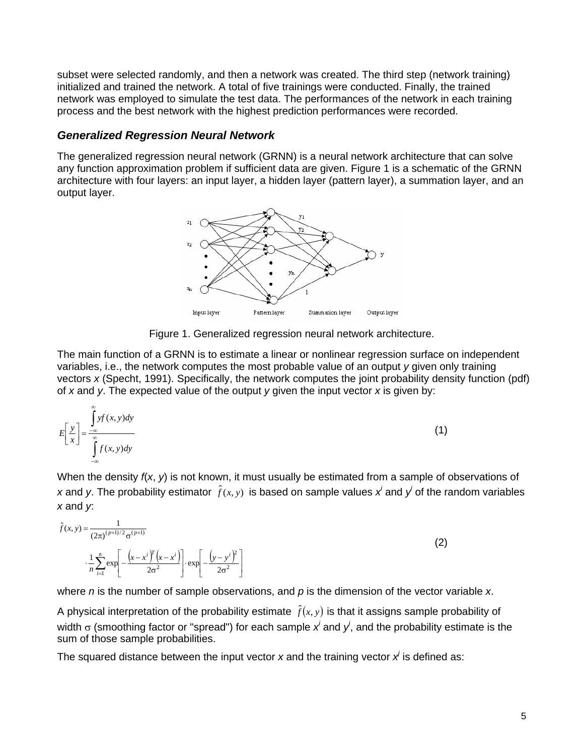subset were selected randomly, and then a network was created. The third step (network training) initialized and trained the network. A total of five trainings were conducted. Finally, the trained network was employed to simulate the test data. The performances of the network in each training process and the best network with the highest prediction performances were recorded.

### *Generalized Regression Neural Network*

The generalized regression neural network (GRNN) is a neural network architecture that can solve any function approximation problem if sufficient data are given. Figure 1 is a schematic of the GRNN architecture with four layers: an input layer, a hidden layer (pattern layer), a summation layer, and an output layer.

Figure 1. Generalized regression neural network architecture.

The main function of a GRNN is to estimate a linear or nonlinear regression surface on independent variables, i.e., the network computes the most probable value of an output *y* given only training vectors *x* (Specht, 1991). Specifically, the network computes the joint probability density function (pdf) of *x* and *y*. The expected value of the output *y* given the input vector *x* is given by:

$$E\left[\frac{y}{x}\right] = \frac{\int_{-\infty}^{\infty} y f(x,y)\,dy}{\int_{-\infty}^{\infty} f(x,y)\,dy} \tag{1}$$

When the density $f(x, y)$ is not known, it must usually be estimated from a sample of observations of *x* and *y*. The probability estimator $\hat{f}(x,y)$ is based on sample values $x^i$ and $y^i$ of the random variables *x* and *y*:

$$\hat{f}(x,y) = \frac{1}{(2\pi)^{(p+1)/2}\sigma^{(p+1)}} \cdot \frac{1}{n}\sum_{i=1}^{n} \exp\left[-\frac{\left(x-x^i\right)^T\left(x-x^i\right)}{2\sigma^2}\right] \cdot \exp\left[-\frac{\left(y-y^i\right)^2}{2\sigma^2}\right] \tag{2}$$

where *n* is the number of sample observations, and *p* is the dimension of the vector variable *x*.

A physical interpretation of the probability estimate $\hat{f}(x,y)$ is that it assigns sample probability of width $\sigma$ (smoothing factor or "spread") for each sample $x^i$ and $y^i$, and the probability estimate is the sum of those sample probabilities.

The squared distance between the input vector *x* and the training vector $x^i$ is defined as: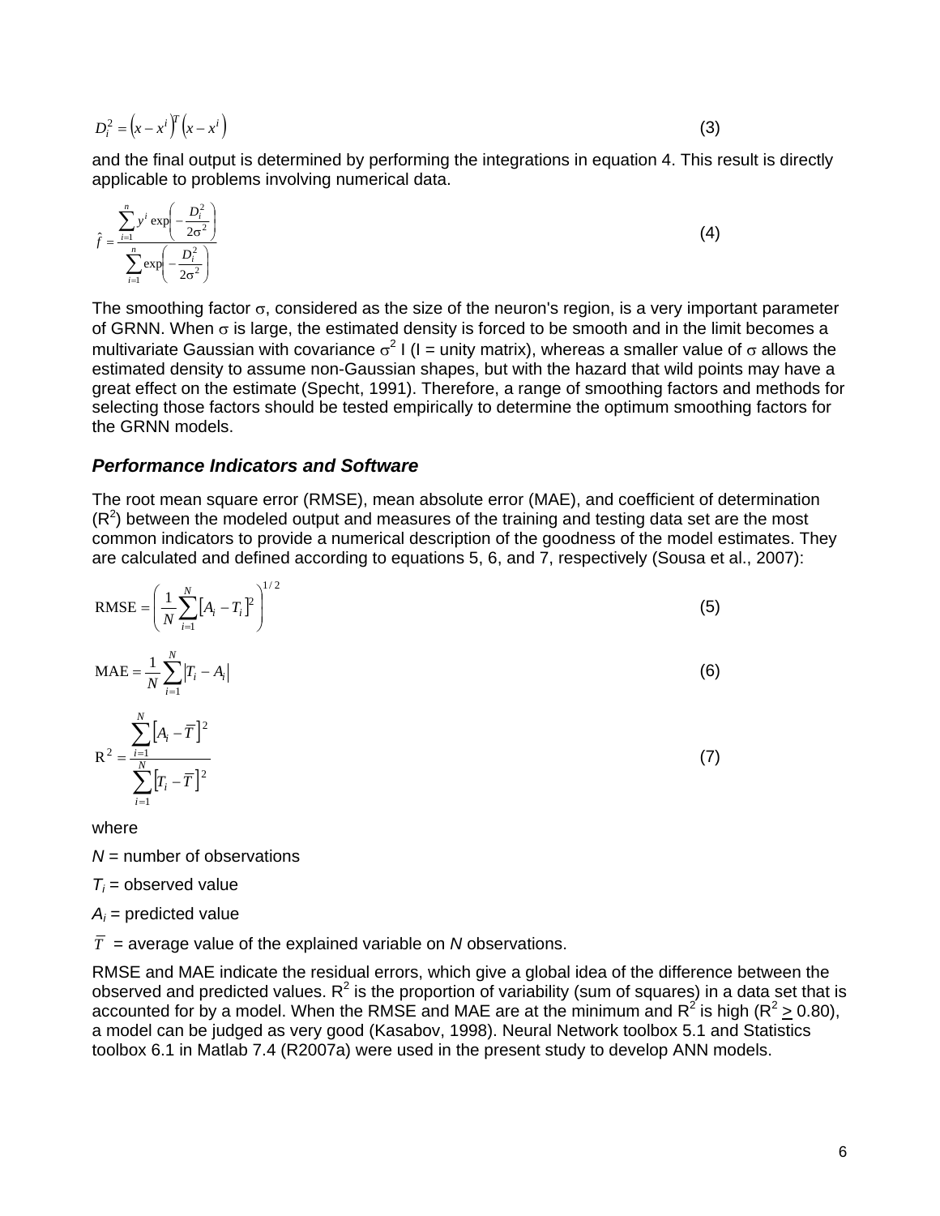$$D_i^2 = \left(x - x^i\right)^T \left(x - x^i\right) \tag{3}$$

and the final output is determined by performing the integrations in equation 4. This result is directly applicable to problems involving numerical data.

$$\hat{f} = \frac{\sum_{i=1}^{n} y^i \exp\left(-\frac{D_i^2}{2\sigma^2}\right)}{\sum_{i=1}^{n} \exp\left(-\frac{D_i^2}{2\sigma^2}\right)} \tag{4}$$

The smoothing factor $\sigma$, considered as the size of the neuron's region, is a very important parameter of GRNN. When $\sigma$ is large, the estimated density is forced to be smooth and in the limit becomes a multivariate Gaussian with covariance $\sigma^2$ I (I = unity matrix), whereas a smaller value of $\sigma$ allows the estimated density to assume non-Gaussian shapes, but with the hazard that wild points may have a great effect on the estimate (Specht, 1991). Therefore, a range of smoothing factors and methods for selecting those factors should be tested empirically to determine the optimum smoothing factors for the GRNN models.

### *Performance Indicators and Software*

The root mean square error (RMSE), mean absolute error (MAE), and coefficient of determination ($R^2$) between the modeled output and measures of the training and testing data set are the most common indicators to provide a numerical description of the goodness of the model estimates. They are calculated and defined according to equations 5, 6, and 7, respectively (Sousa et al., 2007):

$$\text{RMSE} = \left( \frac{1}{N} \sum_{i=1}^{N} \left[ A_i - T_i \right]^2 \right)^{1/2} \tag{5}$$

$$\text{MAE} = \frac{1}{N} \sum_{i=1}^{N} \left| T_i - A_i \right| \tag{6}$$

$$\text{R}^2 = \frac{\sum_{i=1}^{N} \left[ A_i - \overline{T} \right]^2}{\sum_{i=1}^{N} \left[ T_i - \overline{T} \right]^2} \tag{7}$$

where

$N$ = number of observations

$T_i$ = observed value

$A_i$ = predicted value

$\overline{T}$ = average value of the explained variable on $N$ observations.

RMSE and MAE indicate the residual errors, which give a global idea of the difference between the observed and predicted values. $R^2$ is the proportion of variability (sum of squares) in a data set that is accounted for by a model. When the RMSE and MAE are at the minimum and $R^2$ is high ($R^2 \geq 0.80$), a model can be judged as very good (Kasabov, 1998). Neural Network toolbox 5.1 and Statistics toolbox 6.1 in Matlab 7.4 (R2007a) were used in the present study to develop ANN models.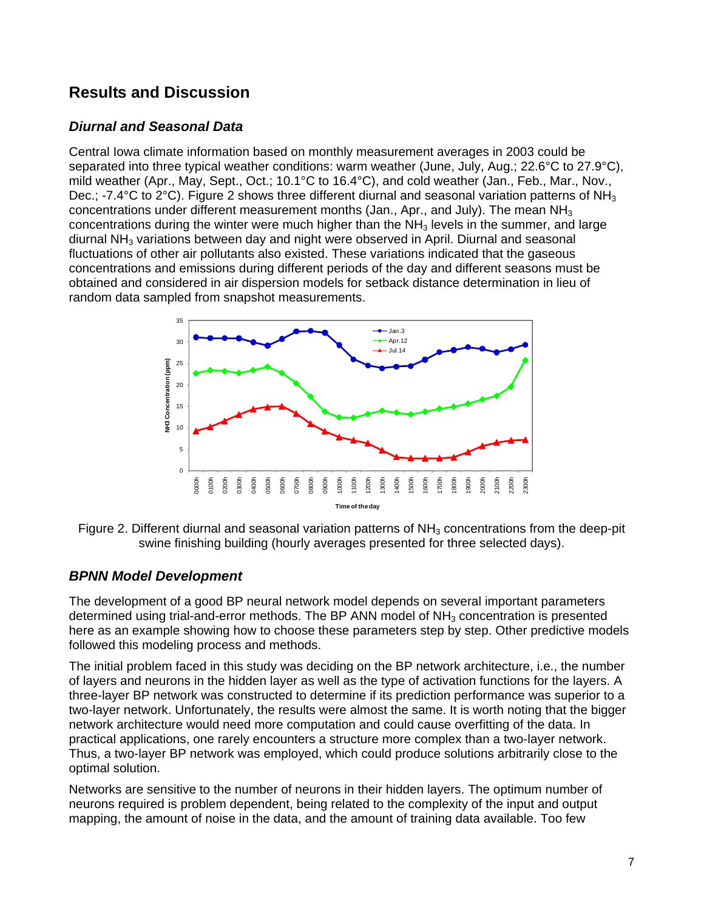## Results and Discussion

### *Diurnal and Seasonal Data*

Central Iowa climate information based on monthly measurement averages in 2003 could be separated into three typical weather conditions: warm weather (June, July, Aug.; 22.6°C to 27.9°C), mild weather (Apr., May, Sept., Oct.; 10.1°C to 16.4°C), and cold weather (Jan., Feb., Mar., Nov., Dec.; -7.4°C to 2°C). Figure 2 shows three different diurnal and seasonal variation patterns of $NH_3$ concentrations under different measurement months (Jan., Apr., and July). The mean $NH_3$ concentrations during the winter were much higher than the $NH_3$ levels in the summer, and large diurnal $NH_3$ variations between day and night were observed in April. Diurnal and seasonal fluctuations of other air pollutants also existed. These variations indicated that the gaseous concentrations and emissions during different periods of the day and different seasons must be obtained and considered in air dispersion models for setback distance determination in lieu of random data sampled from snapshot measurements.

Figure 2. Different diurnal and seasonal variation patterns of $NH_3$ concentrations from the deep-pit swine finishing building (hourly averages presented for three selected days).

### *BPNN Model Development*

The development of a good BP neural network model depends on several important parameters determined using trial-and-error methods. The BP ANN model of $NH_3$ concentration is presented here as an example showing how to choose these parameters step by step. Other predictive models followed this modeling process and methods.

The initial problem faced in this study was deciding on the BP network architecture, i.e., the number of layers and neurons in the hidden layer as well as the type of activation functions for the layers. A three-layer BP network was constructed to determine if its prediction performance was superior to a two-layer network. Unfortunately, the results were almost the same. It is worth noting that the bigger network architecture would need more computation and could cause overfitting of the data. In practical applications, one rarely encounters a structure more complex than a two-layer network. Thus, a two-layer BP network was employed, which could produce solutions arbitrarily close to the optimal solution.

Networks are sensitive to the number of neurons in their hidden layers. The optimum number of neurons required is problem dependent, being related to the complexity of the input and output mapping, the amount of noise in the data, and the amount of training data available. Too few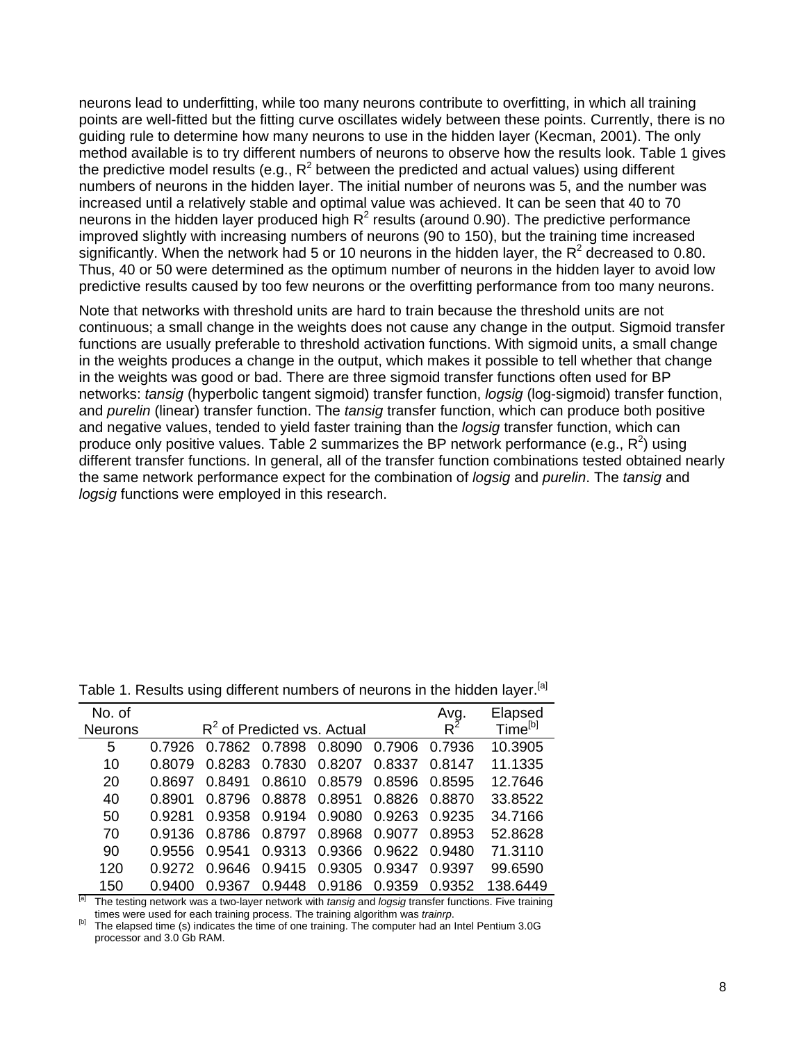neurons lead to underfitting, while too many neurons contribute to overfitting, in which all training points are well-fitted but the fitting curve oscillates widely between these points. Currently, there is no guiding rule to determine how many neurons to use in the hidden layer (Kecman, 2001). The only method available is to try different numbers of neurons to observe how the results look. Table 1 gives the predictive model results (e.g., $R^2$ between the predicted and actual values) using different numbers of neurons in the hidden layer. The initial number of neurons was 5, and the number was increased until a relatively stable and optimal value was achieved. It can be seen that 40 to 70 neurons in the hidden layer produced high $R^2$ results (around 0.90). The predictive performance improved slightly with increasing numbers of neurons (90 to 150), but the training time increased significantly. When the network had 5 or 10 neurons in the hidden layer, the $R^2$ decreased to 0.80. Thus, 40 or 50 were determined as the optimum number of neurons in the hidden layer to avoid low predictive results caused by too few neurons or the overfitting performance from too many neurons.

Note that networks with threshold units are hard to train because the threshold units are not continuous; a small change in the weights does not cause any change in the output. Sigmoid transfer functions are usually preferable to threshold activation functions. With sigmoid units, a small change in the weights produces a change in the output, which makes it possible to tell whether that change in the weights was good or bad. There are three sigmoid transfer functions often used for BP networks: *tansig* (hyperbolic tangent sigmoid) transfer function, *logsig* (log-sigmoid) transfer function, and *purelin* (linear) transfer function. The *tansig* transfer function, which can produce both positive and negative values, tended to yield faster training than the *logsig* transfer function, which can produce only positive values. Table 2 summarizes the BP network performance (e.g., $R^2$) using different transfer functions. In general, all of the transfer function combinations tested obtained nearly the same network performance expect for the combination of *logsig* and *purelin*. The *tansig* and *logsig* functions were employed in this research.

Table 1. Results using different numbers of neurons in the hidden layer.[a]

| No. of Neurons | $R^2$ of Predicted vs. Actual | | | | | Avg. $R^2$ | Elapsed Time[b] |
|---|---|---|---|---|---|---|---|
| 5 | 0.7926 | 0.7862 | 0.7898 | 0.8090 | 0.7906 | 0.7936 | 10.3905 |
| 10 | 0.8079 | 0.8283 | 0.7830 | 0.8207 | 0.8337 | 0.8147 | 11.1335 |
| 20 | 0.8697 | 0.8491 | 0.8610 | 0.8579 | 0.8596 | 0.8595 | 12.7646 |
| 40 | 0.8901 | 0.8796 | 0.8878 | 0.8951 | 0.8826 | 0.8870 | 33.8522 |
| 50 | 0.9281 | 0.9358 | 0.9194 | 0.9080 | 0.9263 | 0.9235 | 34.7166 |
| 70 | 0.9136 | 0.8786 | 0.8797 | 0.8968 | 0.9077 | 0.8953 | 52.8628 |
| 90 | 0.9556 | 0.9541 | 0.9313 | 0.9366 | 0.9622 | 0.9480 | 71.3110 |
| 120 | 0.9272 | 0.9646 | 0.9415 | 0.9305 | 0.9347 | 0.9397 | 99.6590 |
| 150 | 0.9400 | 0.9367 | 0.9448 | 0.9186 | 0.9359 | 0.9352 | 138.6449 |

[a] The testing network was a two-layer network with *tansig* and *logsig* transfer functions. Five training times were used for each training process. The training algorithm was *trainrp*.

[b] The elapsed time (s) indicates the time of one training. The computer had an Intel Pentium 3.0G processor and 3.0 Gb RAM.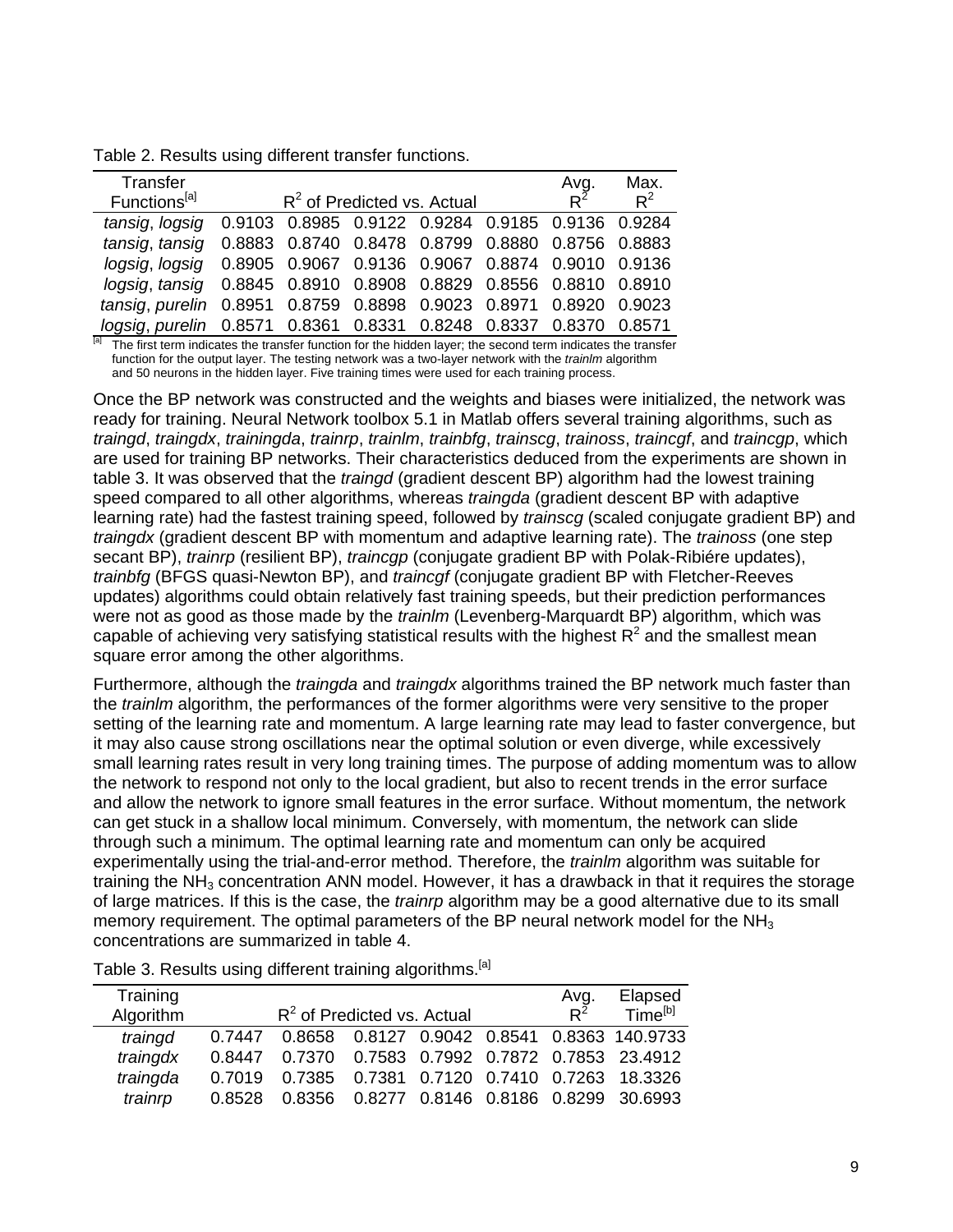Table 2. Results using different transfer functions.

| Transfer Functions[a] | $R^2$ of Predicted vs. Actual | | | | | Avg. $R^2$ | Max. $R^2$ |
|---|---|---|---|---|---|---|---|
| *tansig*, *logsig* | 0.9103 | 0.8985 | 0.9122 | 0.9284 | 0.9185 | 0.9136 | 0.9284 |
| *tansig*, *tansig* | 0.8883 | 0.8740 | 0.8478 | 0.8799 | 0.8880 | 0.8756 | 0.8883 |
| *logsig*, *logsig* | 0.8905 | 0.9067 | 0.9136 | 0.9067 | 0.8874 | 0.9010 | 0.9136 |
| *logsig*, *tansig* | 0.8845 | 0.8910 | 0.8908 | 0.8829 | 0.8556 | 0.8810 | 0.8910 |
| *tansig*, *purelin* | 0.8951 | 0.8759 | 0.8898 | 0.9023 | 0.8971 | 0.8920 | 0.9023 |
| *logsig*, *purelin* | 0.8571 | 0.8361 | 0.8331 | 0.8248 | 0.8337 | 0.8370 | 0.8571 |

[a] The first term indicates the transfer function for the hidden layer; the second term indicates the transfer function for the output layer. The testing network was a two-layer network with the *trainlm* algorithm and 50 neurons in the hidden layer. Five training times were used for each training process.

Once the BP network was constructed and the weights and biases were initialized, the network was ready for training. Neural Network toolbox 5.1 in Matlab offers several training algorithms, such as *traingd*, *traingdx*, *trainingda*, *trainrp*, *trainlm*, *trainbfg*, *trainscg*, *trainoss*, *traincgf*, and *traincgp*, which are used for training BP networks. Their characteristics deduced from the experiments are shown in table 3. It was observed that the *traingd* (gradient descent BP) algorithm had the lowest training speed compared to all other algorithms, whereas *traingda* (gradient descent BP with adaptive learning rate) had the fastest training speed, followed by *trainscg* (scaled conjugate gradient BP) and *traingdx* (gradient descent BP with momentum and adaptive learning rate). The *trainoss* (one step secant BP), *trainrp* (resilient BP), *traincgp* (conjugate gradient BP with Polak-Ribiére updates), *trainbfg* (BFGS quasi-Newton BP), and *traincgf* (conjugate gradient BP with Fletcher-Reeves updates) algorithms could obtain relatively fast training speeds, but their prediction performances were not as good as those made by the *trainlm* (Levenberg-Marquardt BP) algorithm, which was capable of achieving very satisfying statistical results with the highest $R^2$ and the smallest mean square error among the other algorithms.

Furthermore, although the *traingda* and *traingdx* algorithms trained the BP network much faster than the *trainlm* algorithm, the performances of the former algorithms were very sensitive to the proper setting of the learning rate and momentum. A large learning rate may lead to faster convergence, but it may also cause strong oscillations near the optimal solution or even diverge, while excessively small learning rates result in very long training times. The purpose of adding momentum was to allow the network to respond not only to the local gradient, but also to recent trends in the error surface and allow the network to ignore small features in the error surface. Without momentum, the network can get stuck in a shallow local minimum. Conversely, with momentum, the network can slide through such a minimum. The optimal learning rate and momentum can only be acquired experimentally using the trial-and-error method. Therefore, the *trainlm* algorithm was suitable for training the $NH_3$ concentration ANN model. However, it has a drawback in that it requires the storage of large matrices. If this is the case, the *trainrp* algorithm may be a good alternative due to its small memory requirement. The optimal parameters of the BP neural network model for the $NH_3$ concentrations are summarized in table 4.

Table 3. Results using different training algorithms.[a]

| Training Algorithm | $R^2$ of Predicted vs. Actual | | | | | Avg. $R^2$ | Elapsed Time[b] |
|---|---|---|---|---|---|---|---|
| *traingd* | 0.7447 | 0.8658 | 0.8127 | 0.9042 | 0.8541 | 0.8363 | 140.9733 |
| *traingdx* | 0.8447 | 0.7370 | 0.7583 | 0.7992 | 0.7872 | 0.7853 | 23.4912 |
| *traingda* | 0.7019 | 0.7385 | 0.7381 | 0.7120 | 0.7410 | 0.7263 | 18.3326 |
| *trainrp* | 0.8528 | 0.8356 | 0.8277 | 0.8146 | 0.8186 | 0.8299 | 30.6993 |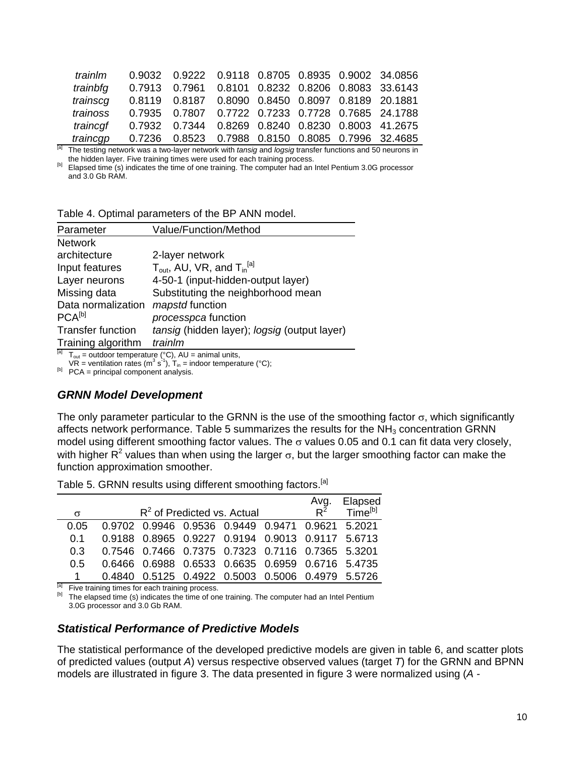| | | | | | | | |
|---|---|---|---|---|---|---|---|
| *trainlm* | 0.9032 | 0.9222 | 0.9118 | 0.8705 | 0.8935 | 0.9002 | 34.0856 |
| *trainbfg* | 0.7913 | 0.7961 | 0.8101 | 0.8232 | 0.8206 | 0.8083 | 33.6143 |
| *trainscg* | 0.8119 | 0.8187 | 0.8090 | 0.8450 | 0.8097 | 0.8189 | 20.1881 |
| *trainoss* | 0.7935 | 0.7807 | 0.7722 | 0.7233 | 0.7728 | 0.7685 | 24.1788 |
| *traincgf* | 0.7932 | 0.7344 | 0.8269 | 0.8240 | 0.8230 | 0.8003 | 41.2675 |
| *traincgp* | 0.7236 | 0.8523 | 0.7988 | 0.8150 | 0.8085 | 0.7996 | 32.4685 |

[a] The testing network was a two-layer network with *tansig* and *logsig* transfer functions and 50 neurons in the hidden layer. Five training times were used for each training process.
[b] Elapsed time (s) indicates the time of one training. The computer had an Intel Pentium 3.0G processor and 3.0 Gb RAM.

Table 4. Optimal parameters of the BP ANN model.

| Parameter | Value/Function/Method |
|---|---|
| Network architecture | 2-layer network |
| Input features | $T_{out}$, AU, VR, and $T_{in}$[a] |
| Layer neurons | 4-50-1 (input-hidden-output layer) |
| Missing data | Substituting the neighborhood mean |
| Data normalization | *mapstd* function |
| PCA[b] | *processpca* function |
| Transfer function | *tansig* (hidden layer); *logsig* (output layer) |
| Training algorithm | *trainlm* |

[a] $T_{out}$ = outdoor temperature (°C), AU = animal units, VR = ventilation rates ($m^3\ s^{-1}$), $T_{in}$ = indoor temperature (°C);
[b] PCA = principal component analysis.

### GRNN Model Development

The only parameter particular to the GRNN is the use of the smoothing factor $\sigma$, which significantly affects network performance. Table 5 summarizes the results for the $NH_3$ concentration GRNN model using different smoothing factor values. The $\sigma$ values 0.05 and 0.1 can fit data very closely, with higher $R^2$ values than when using the larger $\sigma$, but the larger smoothing factor can make the function approximation smoother.

Table 5. GRNN results using different smoothing factors.[a]

| $\sigma$ | $R^2$ of Predicted vs. Actual | | | | | Avg. $R^2$ | Elapsed Time[b] |
|---|---|---|---|---|---|---|---|
| 0.05 | 0.9702 | 0.9946 | 0.9536 | 0.9449 | 0.9471 | 0.9621 | 5.2021 |
| 0.1 | 0.9188 | 0.8965 | 0.9227 | 0.9194 | 0.9013 | 0.9117 | 5.6713 |
| 0.3 | 0.7546 | 0.7466 | 0.7375 | 0.7323 | 0.7116 | 0.7365 | 5.3201 |
| 0.5 | 0.6466 | 0.6988 | 0.6533 | 0.6635 | 0.6959 | 0.6716 | 5.4735 |
| 1 | 0.4840 | 0.5125 | 0.4922 | 0.5003 | 0.5006 | 0.4979 | 5.5726 |

[a] Five training times for each training process.
[b] The elapsed time (s) indicates the time of one training. The computer had an Intel Pentium 3.0G processor and 3.0 Gb RAM.

### Statistical Performance of Predictive Models

The statistical performance of the developed predictive models are given in table 6, and scatter plots of predicted values (output *A*) versus respective observed values (target *T*) for the GRNN and BPNN models are illustrated in figure 3. The data presented in figure 3 were normalized using (*A* -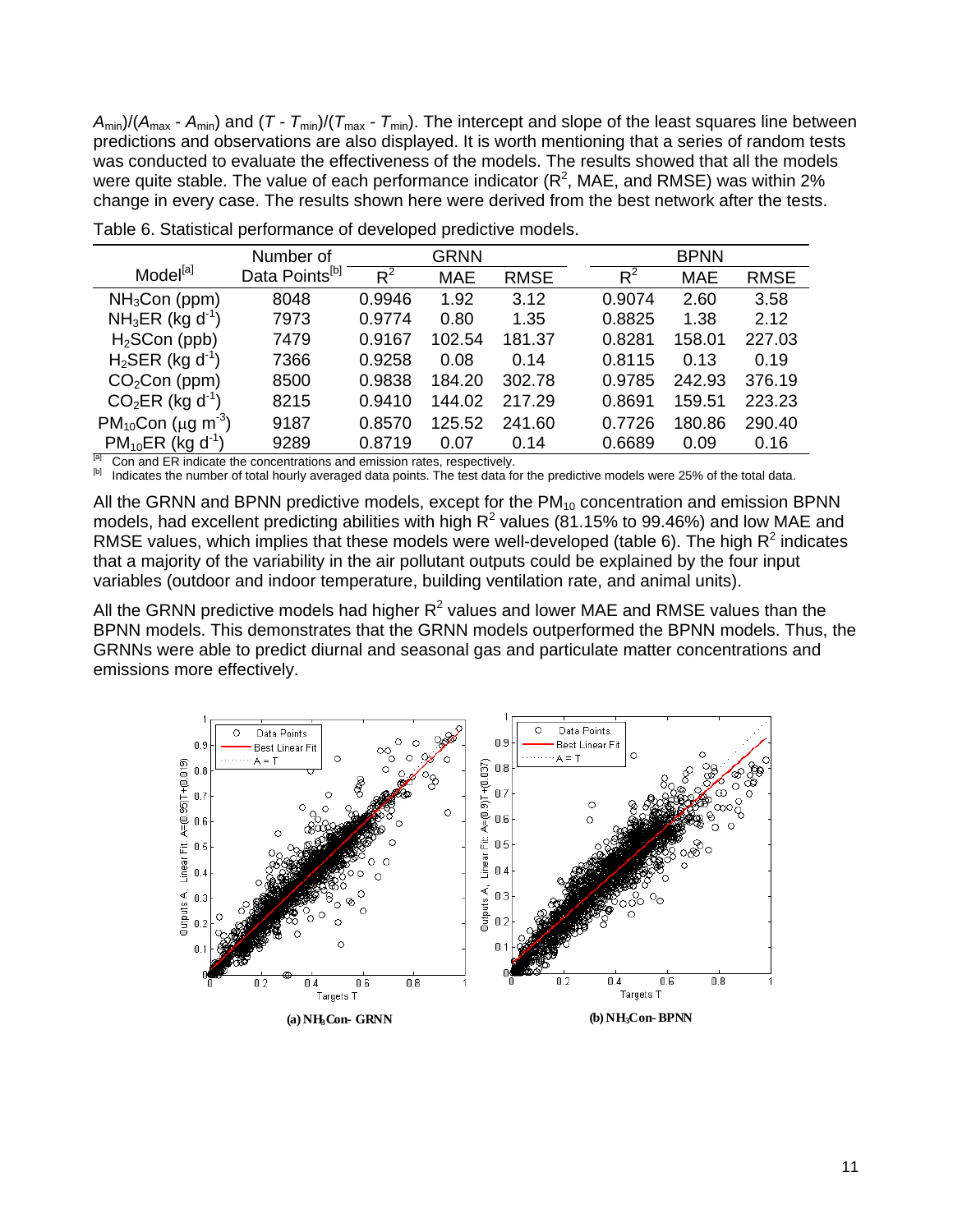$A_{min}$)/($A_{max}$ - $A_{min}$) and ($T$ - $T_{min}$)/($T_{max}$ - $T_{min}$). The intercept and slope of the least squares line between predictions and observations are also displayed. It is worth mentioning that a series of random tests was conducted to evaluate the effectiveness of the models. The results showed that all the models were quite stable. The value of each performance indicator ($R^2$, MAE, and RMSE) was within 2% change in every case. The results shown here were derived from the best network after the tests.

Table 6. Statistical performance of developed predictive models.

| Model[a] | Number of Data Points[b] | GRNN | | | BPNN | | |
|---|---|---|---|---|---|---|---|
| | | $R^2$ | MAE | RMSE | $R^2$ | MAE | RMSE |
| $NH_3$Con (ppm) | 8048 | 0.9946 | 1.92 | 3.12 | 0.9074 | 2.60 | 3.58 |
| $NH_3$ER (kg $d^{-1}$) | 7973 | 0.9774 | 0.80 | 1.35 | 0.8825 | 1.38 | 2.12 |
| $H_2S$Con (ppb) | 7479 | 0.9167 | 102.54 | 181.37 | 0.8281 | 158.01 | 227.03 |
| $H_2S$ER (kg $d^{-1}$) | 7366 | 0.9258 | 0.08 | 0.14 | 0.8115 | 0.13 | 0.19 |
| $CO_2$Con (ppm) | 8500 | 0.9838 | 184.20 | 302.78 | 0.9785 | 242.93 | 376.19 |
| $CO_2$ER (kg $d^{-1}$) | 8215 | 0.9410 | 144.02 | 217.29 | 0.8691 | 159.51 | 223.23 |
| $PM_{10}$Con ($\mu$g $m^{-3}$) | 9187 | 0.8570 | 125.52 | 241.60 | 0.7726 | 180.86 | 290.40 |
| $PM_{10}$ER (kg $d^{-1}$) | 9289 | 0.8719 | 0.07 | 0.14 | 0.6689 | 0.09 | 0.16 |

[a] Con and ER indicate the concentrations and emission rates, respectively.
[b] Indicates the number of total hourly averaged data points. The test data for the predictive models were 25% of the total data.

All the GRNN and BPNN predictive models, except for the $PM_{10}$ concentration and emission BPNN models, had excellent predicting abilities with high $R^2$ values (81.15% to 99.46%) and low MAE and RMSE values, which implies that these models were well-developed (table 6). The high $R^2$ indicates that a majority of the variability in the air pollutant outputs could be explained by the four input variables (outdoor and indoor temperature, building ventilation rate, and animal units).

All the GRNN predictive models had higher $R^2$ values and lower MAE and RMSE values than the BPNN models. This demonstrates that the GRNN models outperformed the BPNN models. Thus, the GRNNs were able to predict diurnal and seasonal gas and particulate matter concentrations and emissions more effectively.

(a) $NH_3$Con- GRNN

(b) $NH_3$Con- BPNN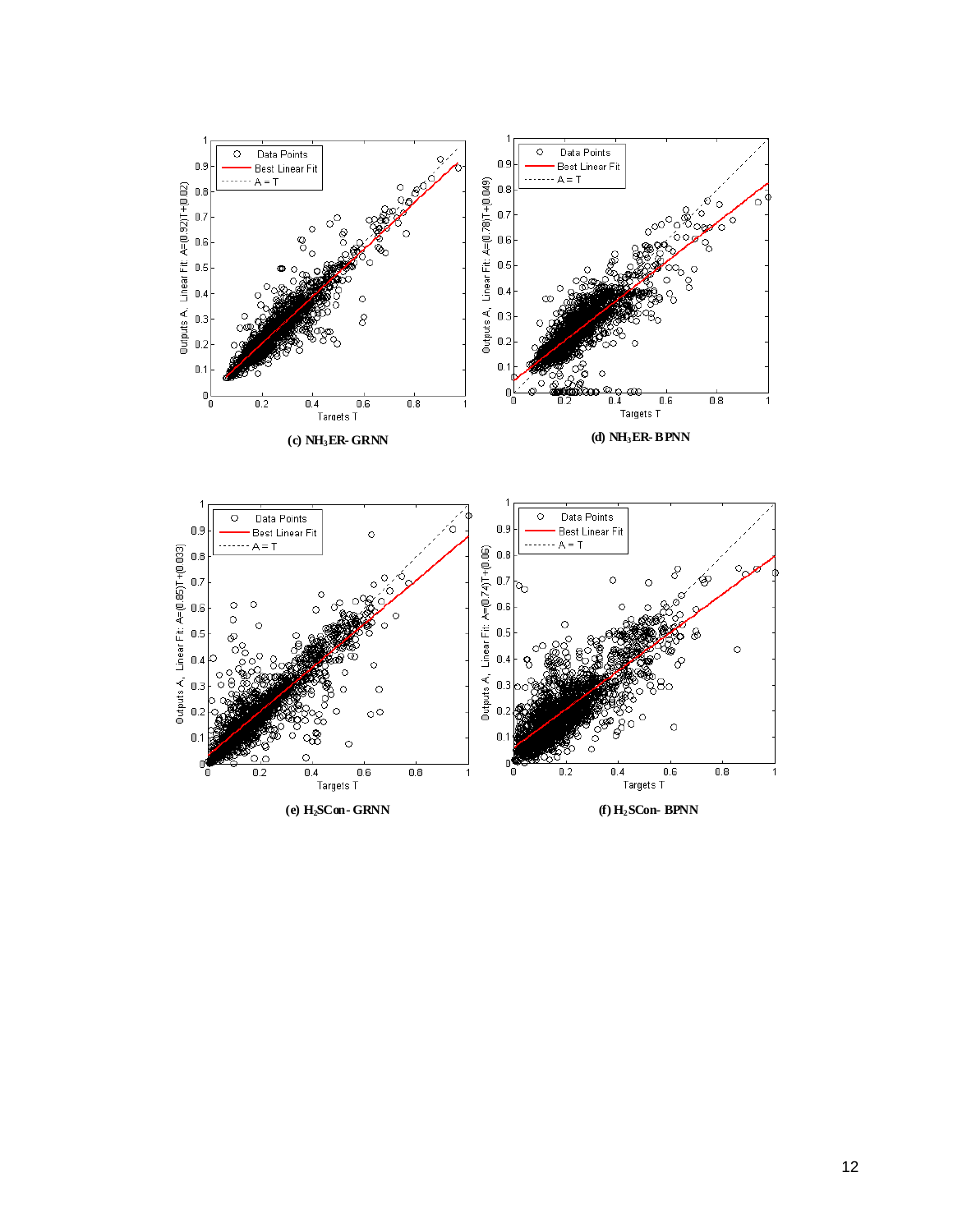**(c) $NH_3$ER- GRNN**

**(d) $NH_3$ER- BPNN**

**(e) $H_2$SCon- GRNN**

**(f) $H_2$SCon- BPNN**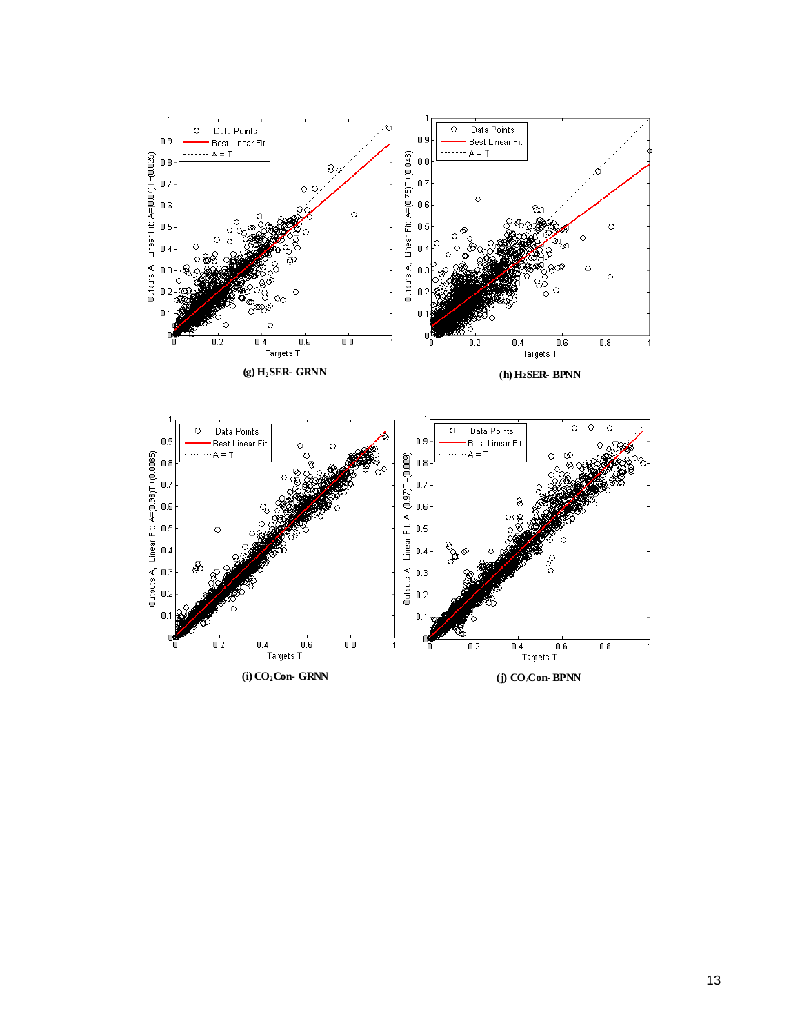(g) $H_2$SER- GRNN

(h) $H_2$SER- BPNN

(i) $CO_2$Con- GRNN

(j) $CO_2$Con- BPNN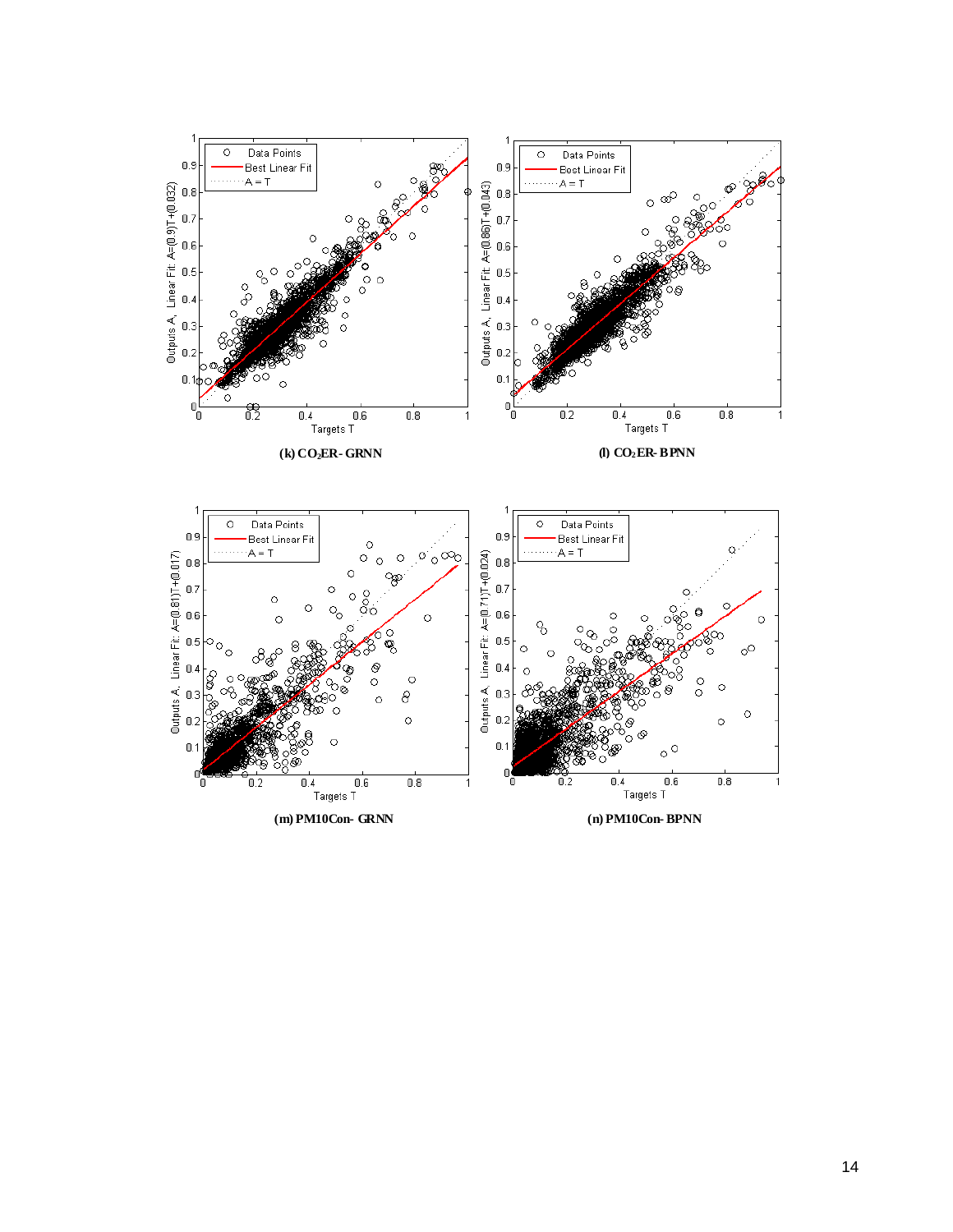(k) $CO_2$ER- GRNN

(l) $CO_2$ER- BPNN

(m) PM10Con- GRNN

(n) PM10Con- BPNN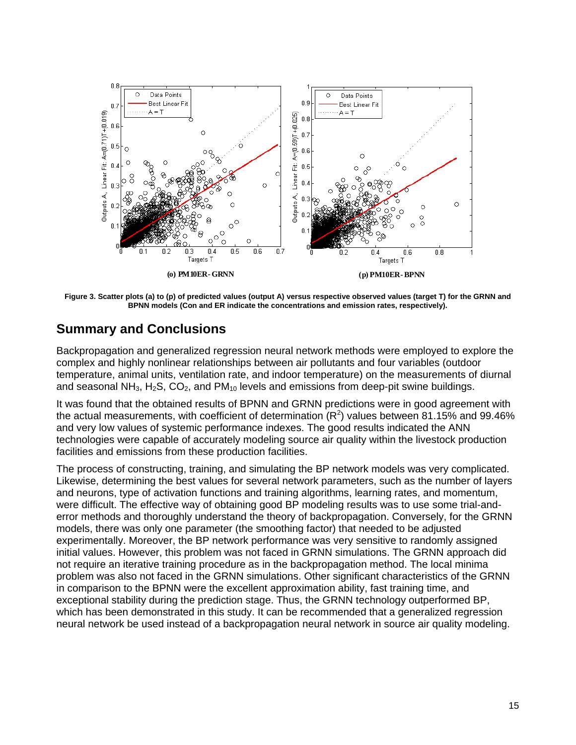(o) PM10ER- GRNN

(p) PM10ER- BPNN

**Figure 3. Scatter plots (a) to (p) of predicted values (output A) versus respective observed values (target T) for the GRNN and BPNN models (Con and ER indicate the concentrations and emission rates, respectively).**

## Summary and Conclusions

Backpropagation and generalized regression neural network methods were employed to explore the complex and highly nonlinear relationships between air pollutants and four variables (outdoor temperature, animal units, ventilation rate, and indoor temperature) on the measurements of diurnal and seasonal $NH_3$, $H_2S$, $CO_2$, and $PM_{10}$ levels and emissions from deep-pit swine buildings.

It was found that the obtained results of BPNN and GRNN predictions were in good agreement with the actual measurements, with coefficient of determination ($R^2$) values between 81.15% and 99.46% and very low values of systemic performance indexes. The good results indicated the ANN technologies were capable of accurately modeling source air quality within the livestock production facilities and emissions from these production facilities.

The process of constructing, training, and simulating the BP network models was very complicated. Likewise, determining the best values for several network parameters, such as the number of layers and neurons, type of activation functions and training algorithms, learning rates, and momentum, were difficult. The effective way of obtaining good BP modeling results was to use some trial-and-error methods and thoroughly understand the theory of backpropagation. Conversely, for the GRNN models, there was only one parameter (the smoothing factor) that needed to be adjusted experimentally. Moreover, the BP network performance was very sensitive to randomly assigned initial values. However, this problem was not faced in GRNN simulations. The GRNN approach did not require an iterative training procedure as in the backpropagation method. The local minima problem was also not faced in the GRNN simulations. Other significant characteristics of the GRNN in comparison to the BPNN were the excellent approximation ability, fast training time, and exceptional stability during the prediction stage. Thus, the GRNN technology outperformed BP, which has been demonstrated in this study. It can be recommended that a generalized regression neural network be used instead of a backpropagation neural network in source air quality modeling.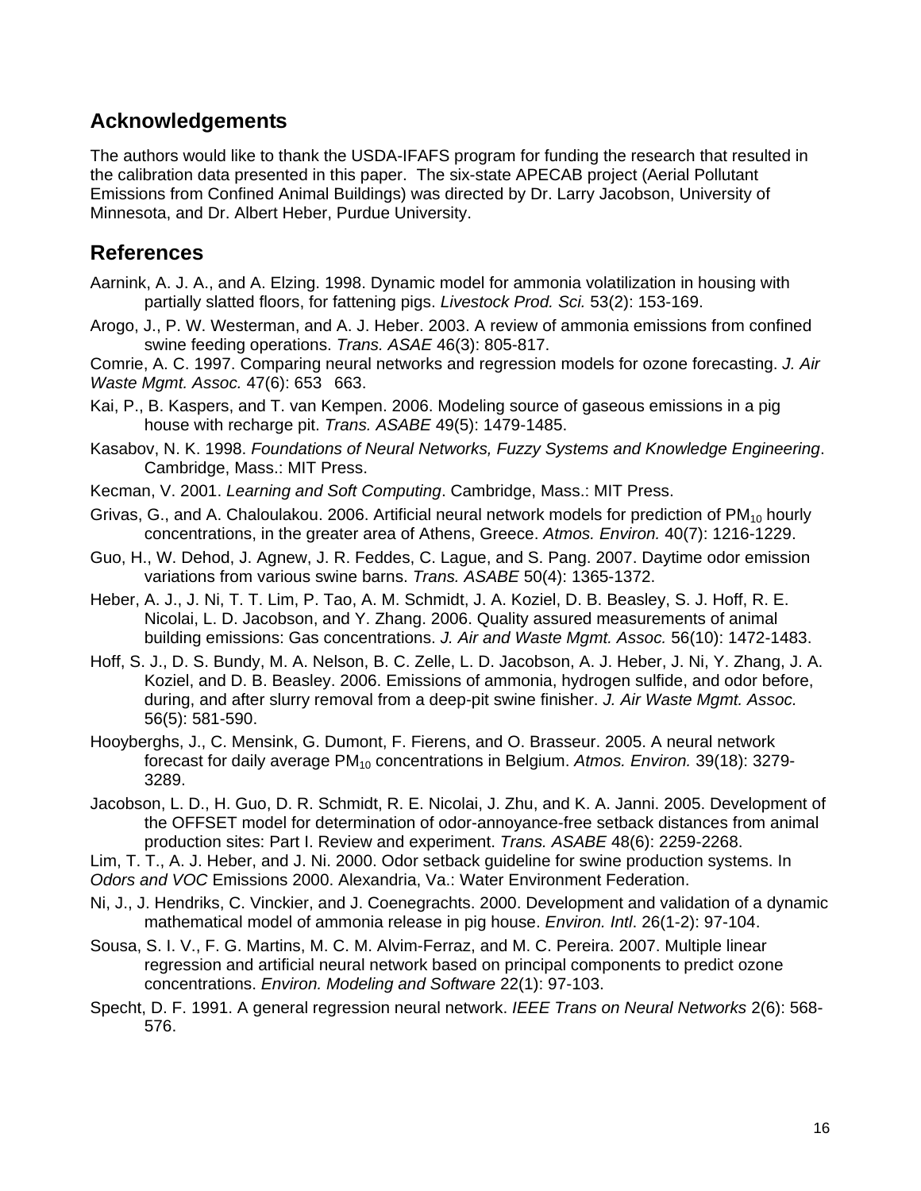## Acknowledgements

The authors would like to thank the USDA-IFAFS program for funding the research that resulted in the calibration data presented in this paper. The six-state APECAB project (Aerial Pollutant Emissions from Confined Animal Buildings) was directed by Dr. Larry Jacobson, University of Minnesota, and Dr. Albert Heber, Purdue University.

## References

Aarnink, A. J. A., and A. Elzing. 1998. Dynamic model for ammonia volatilization in housing with partially slatted floors, for fattening pigs. *Livestock Prod. Sci.* 53(2): 153-169.

Arogo, J., P. W. Westerman, and A. J. Heber. 2003. A review of ammonia emissions from confined swine feeding operations. *Trans. ASAE* 46(3): 805-817.

Comrie, A. C. 1997. Comparing neural networks and regression models for ozone forecasting. *J. Air Waste Mgmt. Assoc.* 47(6): 653 663.

Kai, P., B. Kaspers, and T. van Kempen. 2006. Modeling source of gaseous emissions in a pig house with recharge pit. *Trans. ASABE* 49(5): 1479-1485.

Kasabov, N. K. 1998. *Foundations of Neural Networks, Fuzzy Systems and Knowledge Engineering*. Cambridge, Mass.: MIT Press.

Kecman, V. 2001. *Learning and Soft Computing*. Cambridge, Mass.: MIT Press.

Grivas, G., and A. Chaloulakou. 2006. Artificial neural network models for prediction of $PM_{10}$ hourly concentrations, in the greater area of Athens, Greece. *Atmos. Environ.* 40(7): 1216-1229.

Guo, H., W. Dehod, J. Agnew, J. R. Feddes, C. Lague, and S. Pang. 2007. Daytime odor emission variations from various swine barns. *Trans. ASABE* 50(4): 1365-1372.

Heber, A. J., J. Ni, T. T. Lim, P. Tao, A. M. Schmidt, J. A. Koziel, D. B. Beasley, S. J. Hoff, R. E. Nicolai, L. D. Jacobson, and Y. Zhang. 2006. Quality assured measurements of animal building emissions: Gas concentrations. *J. Air and Waste Mgmt. Assoc.* 56(10): 1472-1483.

Hoff, S. J., D. S. Bundy, M. A. Nelson, B. C. Zelle, L. D. Jacobson, A. J. Heber, J. Ni, Y. Zhang, J. A. Koziel, and D. B. Beasley. 2006. Emissions of ammonia, hydrogen sulfide, and odor before, during, and after slurry removal from a deep-pit swine finisher. *J. Air Waste Mgmt. Assoc.* 56(5): 581-590.

Hooyberghs, J., C. Mensink, G. Dumont, F. Fierens, and O. Brasseur. 2005. A neural network forecast for daily average $PM_{10}$ concentrations in Belgium. *Atmos. Environ.* 39(18): 3279-3289.

Jacobson, L. D., H. Guo, D. R. Schmidt, R. E. Nicolai, J. Zhu, and K. A. Janni. 2005. Development of the OFFSET model for determination of odor-annoyance-free setback distances from animal production sites: Part I. Review and experiment. *Trans. ASABE* 48(6): 2259-2268.

Lim, T. T., A. J. Heber, and J. Ni. 2000. Odor setback guideline for swine production systems. In *Odors and VOC* Emissions 2000. Alexandria, Va.: Water Environment Federation.

Ni, J., J. Hendriks, C. Vinckier, and J. Coenegrachts. 2000. Development and validation of a dynamic mathematical model of ammonia release in pig house. *Environ. Intl*. 26(1-2): 97-104.

Sousa, S. I. V., F. G. Martins, M. C. M. Alvim-Ferraz, and M. C. Pereira. 2007. Multiple linear regression and artificial neural network based on principal components to predict ozone concentrations. *Environ. Modeling and Software* 22(1): 97-103.

Specht, D. F. 1991. A general regression neural network. *IEEE Trans on Neural Networks* 2(6): 568-576.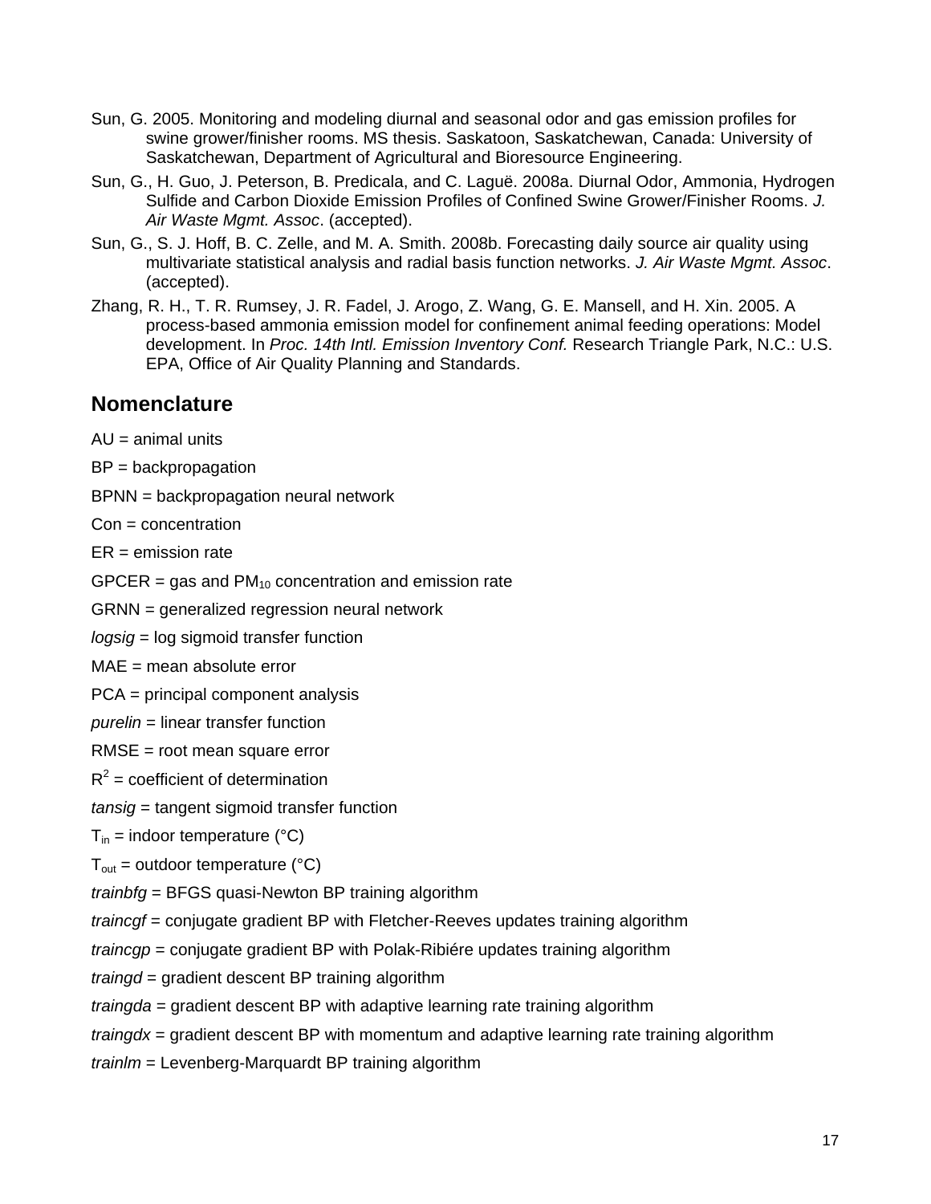Sun, G. 2005. Monitoring and modeling diurnal and seasonal odor and gas emission profiles for swine grower/finisher rooms. MS thesis. Saskatoon, Saskatchewan, Canada: University of Saskatchewan, Department of Agricultural and Bioresource Engineering.

Sun, G., H. Guo, J. Peterson, B. Predicala, and C. Laguë. 2008a. Diurnal Odor, Ammonia, Hydrogen Sulfide and Carbon Dioxide Emission Profiles of Confined Swine Grower/Finisher Rooms. *J. Air Waste Mgmt. Assoc*. (accepted).

Sun, G., S. J. Hoff, B. C. Zelle, and M. A. Smith. 2008b. Forecasting daily source air quality using multivariate statistical analysis and radial basis function networks. *J. Air Waste Mgmt. Assoc*. (accepted).

Zhang, R. H., T. R. Rumsey, J. R. Fadel, J. Arogo, Z. Wang, G. E. Mansell, and H. Xin. 2005. A process-based ammonia emission model for confinement animal feeding operations: Model development. In *Proc. 14th Intl. Emission Inventory Conf.* Research Triangle Park, N.C.: U.S. EPA, Office of Air Quality Planning and Standards.

## Nomenclature

AU = animal units

BP = backpropagation

BPNN = backpropagation neural network

Con = concentration

ER = emission rate

GPCER = gas and $PM_{10}$ concentration and emission rate

GRNN = generalized regression neural network

*logsig* = log sigmoid transfer function

MAE = mean absolute error

PCA = principal component analysis

*purelin* = linear transfer function

RMSE = root mean square error

$R^2$ = coefficient of determination

*tansig* = tangent sigmoid transfer function

$T_{in}$ = indoor temperature (°C)

$T_{out}$ = outdoor temperature (°C)

*trainbfg* = BFGS quasi-Newton BP training algorithm

*traincgf* = conjugate gradient BP with Fletcher-Reeves updates training algorithm

*traincgp* = conjugate gradient BP with Polak-Ribiére updates training algorithm

*traingd* = gradient descent BP training algorithm

*traingda* = gradient descent BP with adaptive learning rate training algorithm

*traingdx* = gradient descent BP with momentum and adaptive learning rate training algorithm

*trainlm* = Levenberg-Marquardt BP training algorithm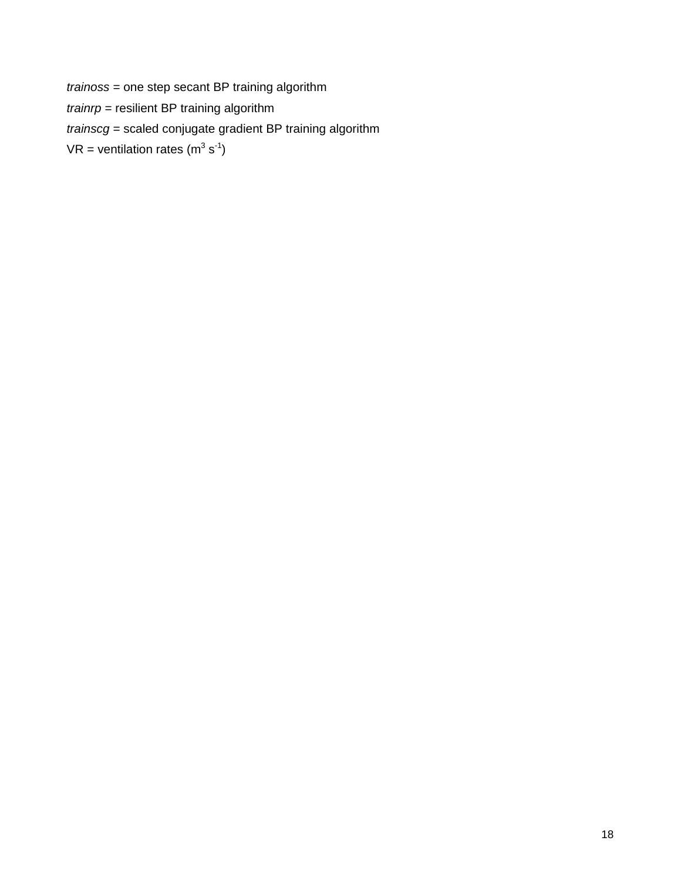*trainoss* = one step secant BP training algorithm

*trainrp* = resilient BP training algorithm

*trainscg* = scaled conjugate gradient BP training algorithm

VR = ventilation rates ($m^3$ $s^{-1}$)